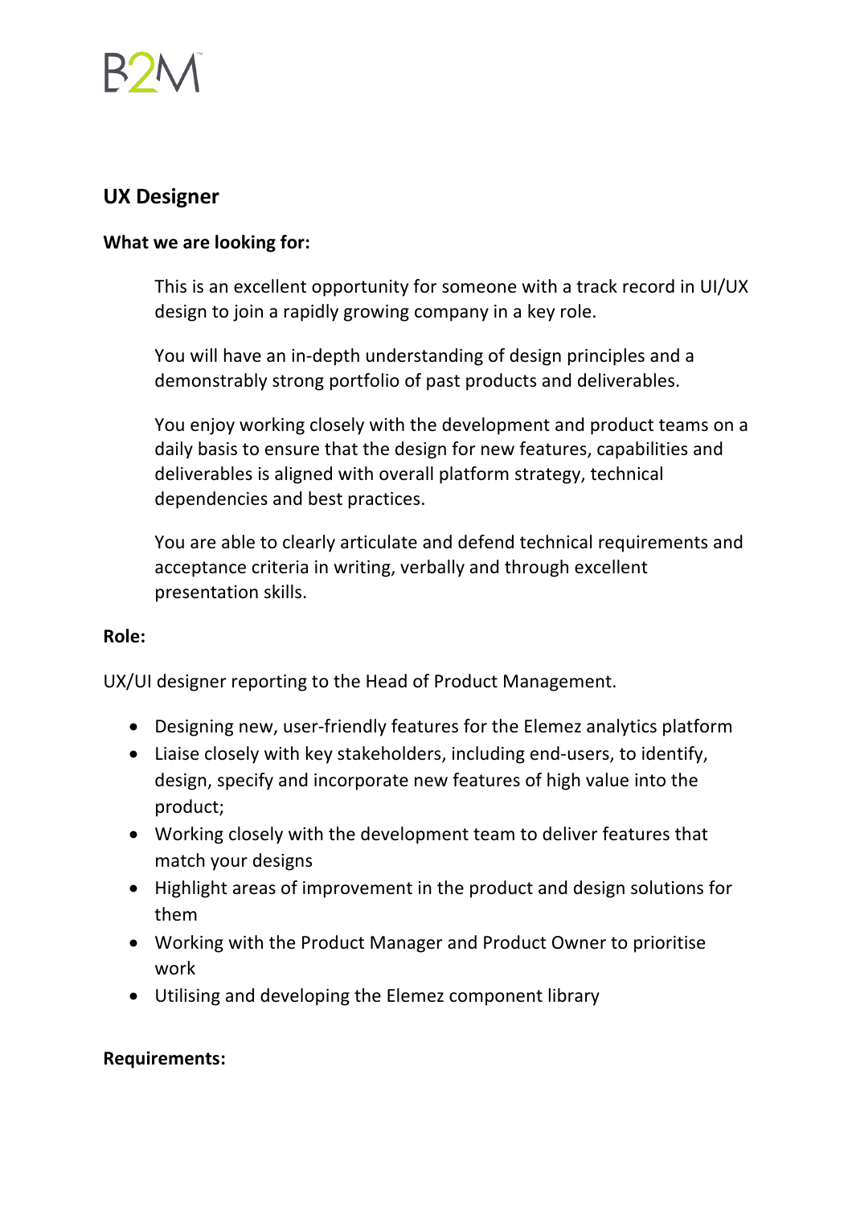B2M

## UX Designer

**What we are looking for:**

This is an excellent opportunity for someone with a track record in UI/UX design to join a rapidly growing company in a key role.

You will have an in-depth understanding of design principles and a demonstrably strong portfolio of past products and deliverables.

You enjoy working closely with the development and product teams on a daily basis to ensure that the design for new features, capabilities and deliverables is aligned with overall platform strategy, technical dependencies and best practices.

You are able to clearly articulate and defend technical requirements and acceptance criteria in writing, verbally and through excellent presentation skills.

**Role:**

UX/UI designer reporting to the Head of Product Management.

- Designing new, user-friendly features for the Elemez analytics platform
- Liaise closely with key stakeholders, including end-users, to identify, design, specify and incorporate new features of high value into the product;
- Working closely with the development team to deliver features that match your designs
- Highlight areas of improvement in the product and design solutions for them
- Working with the Product Manager and Product Owner to prioritise work
- Utilising and developing the Elemez component library

**Requirements:**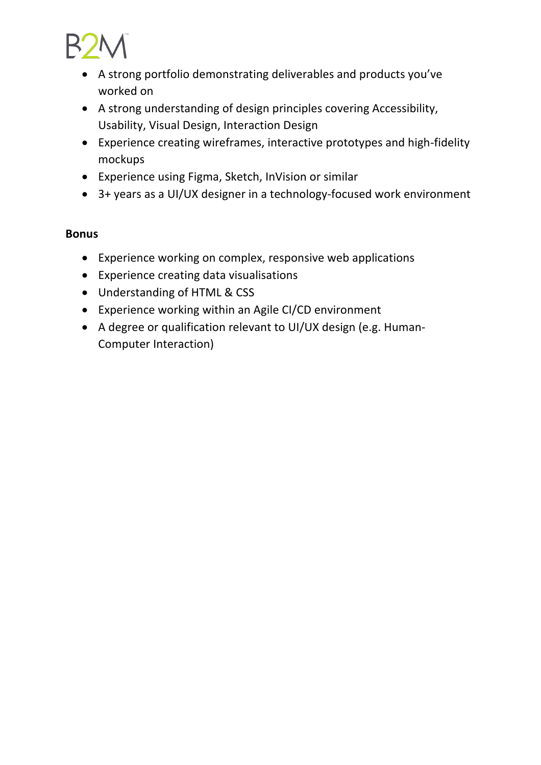- A strong portfolio demonstrating deliverables and products you've worked on
- A strong understanding of design principles covering Accessibility, Usability, Visual Design, Interaction Design
- Experience creating wireframes, interactive prototypes and high-fidelity mockups
- Experience using Figma, Sketch, InVision or similar
- 3+ years as a UI/UX designer in a technology-focused work environment

**Bonus**

- Experience working on complex, responsive web applications
- Experience creating data visualisations
- Understanding of HTML & CSS
- Experience working within an Agile CI/CD environment
- A degree or qualification relevant to UI/UX design (e.g. Human-Computer Interaction)